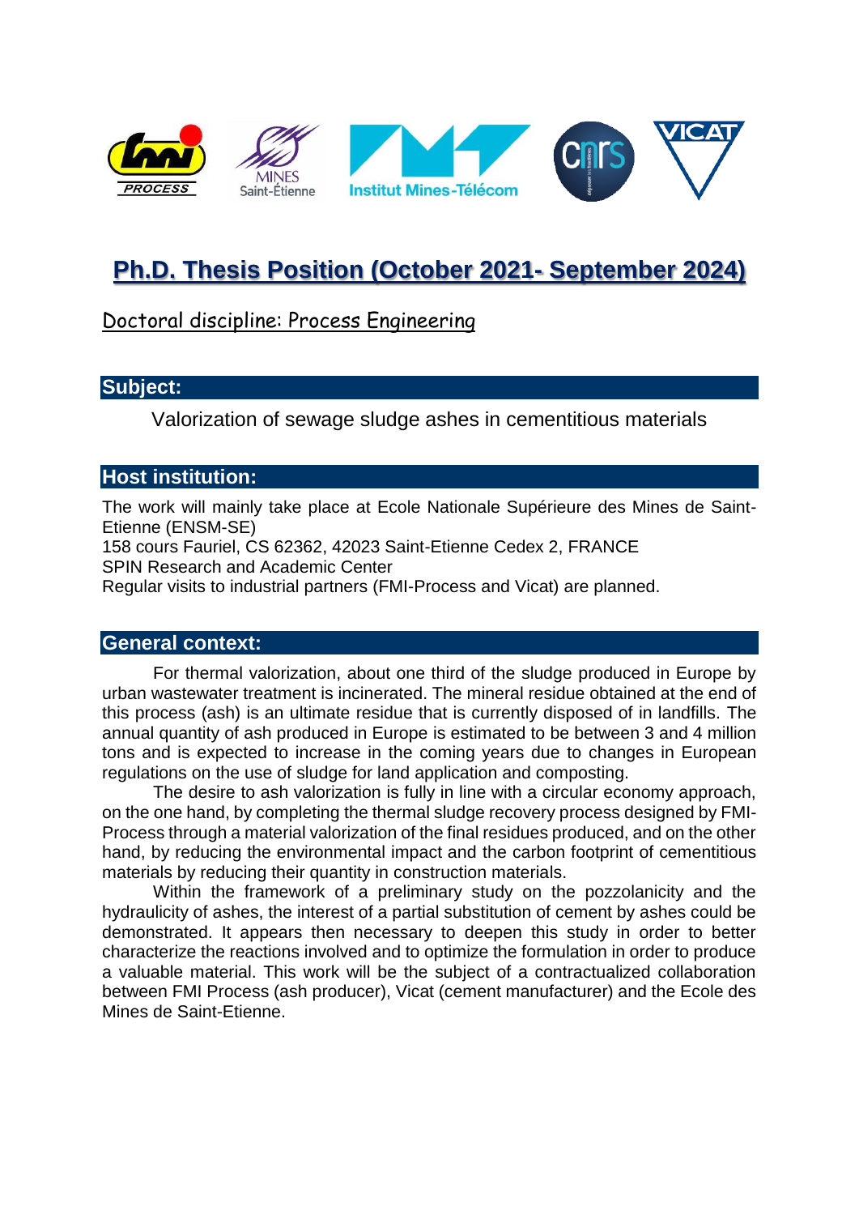# Ph.D. Thesis Position (October 2021- September 2024)

Doctoral discipline: Process Engineering

## Subject:

Valorization of sewage sludge ashes in cementitious materials

## Host institution:

The work will mainly take place at Ecole Nationale Supérieure des Mines de Saint-Etienne (ENSM-SE)
158 cours Fauriel, CS 62362, 42023 Saint-Etienne Cedex 2, FRANCE
SPIN Research and Academic Center
Regular visits to industrial partners (FMI-Process and Vicat) are planned.

## General context:

For thermal valorization, about one third of the sludge produced in Europe by urban wastewater treatment is incinerated. The mineral residue obtained at the end of this process (ash) is an ultimate residue that is currently disposed of in landfills. The annual quantity of ash produced in Europe is estimated to be between 3 and 4 million tons and is expected to increase in the coming years due to changes in European regulations on the use of sludge for land application and composting.

The desire to ash valorization is fully in line with a circular economy approach, on the one hand, by completing the thermal sludge recovery process designed by FMI-Process through a material valorization of the final residues produced, and on the other hand, by reducing the environmental impact and the carbon footprint of cementitious materials by reducing their quantity in construction materials.

Within the framework of a preliminary study on the pozzolanicity and the hydraulicity of ashes, the interest of a partial substitution of cement by ashes could be demonstrated. It appears then necessary to deepen this study in order to better characterize the reactions involved and to optimize the formulation in order to produce a valuable material. This work will be the subject of a contractualized collaboration between FMI Process (ash producer), Vicat (cement manufacturer) and the Ecole des Mines de Saint-Etienne.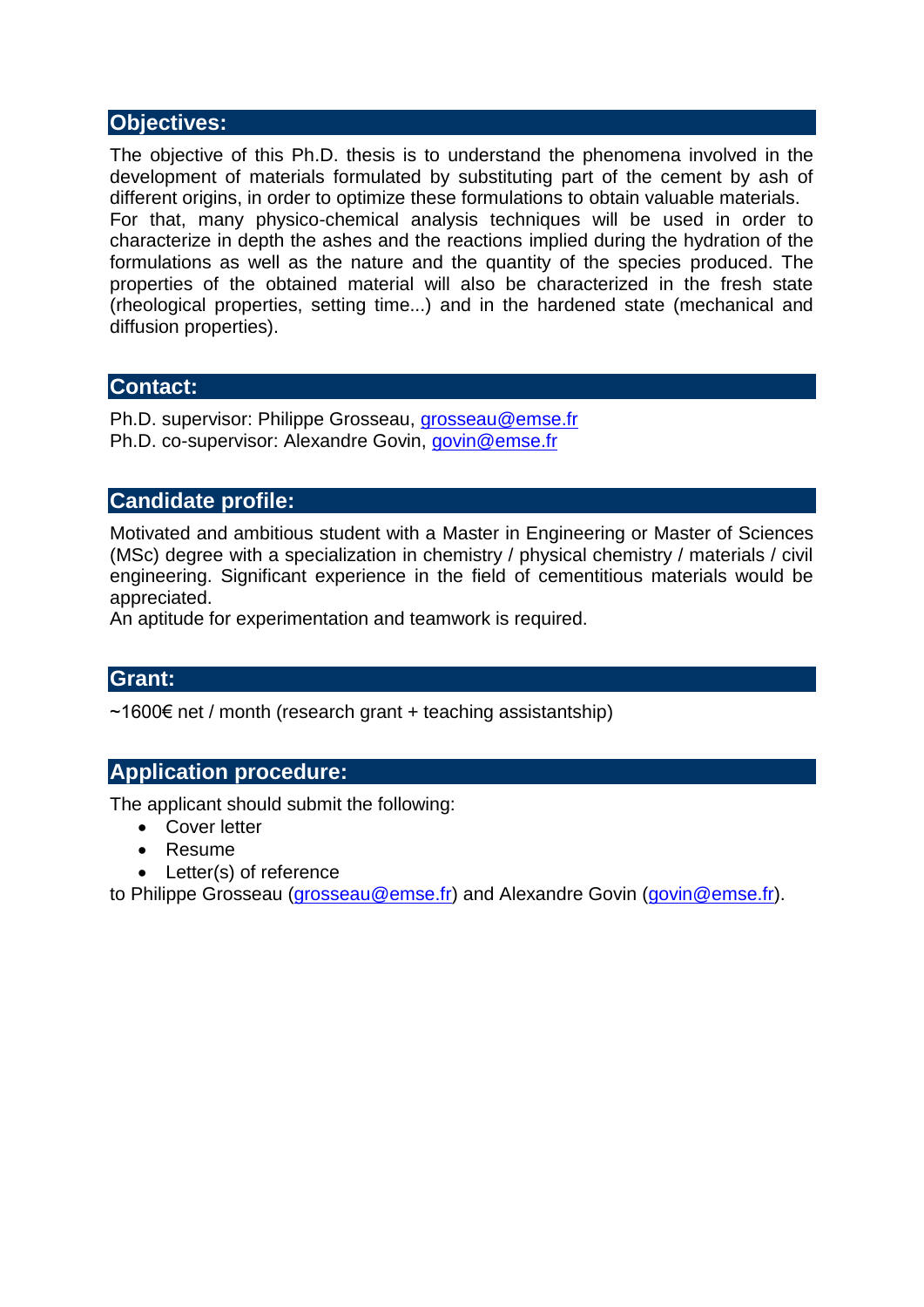## Objectives:

The objective of this Ph.D. thesis is to understand the phenomena involved in the development of materials formulated by substituting part of the cement by ash of different origins, in order to optimize these formulations to obtain valuable materials.
For that, many physico-chemical analysis techniques will be used in order to characterize in depth the ashes and the reactions implied during the hydration of the formulations as well as the nature and the quantity of the species produced. The properties of the obtained material will also be characterized in the fresh state (rheological properties, setting time...) and in the hardened state (mechanical and diffusion properties).

## Contact:

Ph.D. supervisor: Philippe Grosseau, grosseau@emse.fr
Ph.D. co-supervisor: Alexandre Govin, govin@emse.fr

## Candidate profile:

Motivated and ambitious student with a Master in Engineering or Master of Sciences (MSc) degree with a specialization in chemistry / physical chemistry / materials / civil engineering. Significant experience in the field of cementitious materials would be appreciated.
An aptitude for experimentation and teamwork is required.

## Grant:

~1600€ net / month (research grant + teaching assistantship)

## Application procedure:

The applicant should submit the following:

- Cover letter
- Resume
- Letter(s) of reference

to Philippe Grosseau (grosseau@emse.fr) and Alexandre Govin (govin@emse.fr).